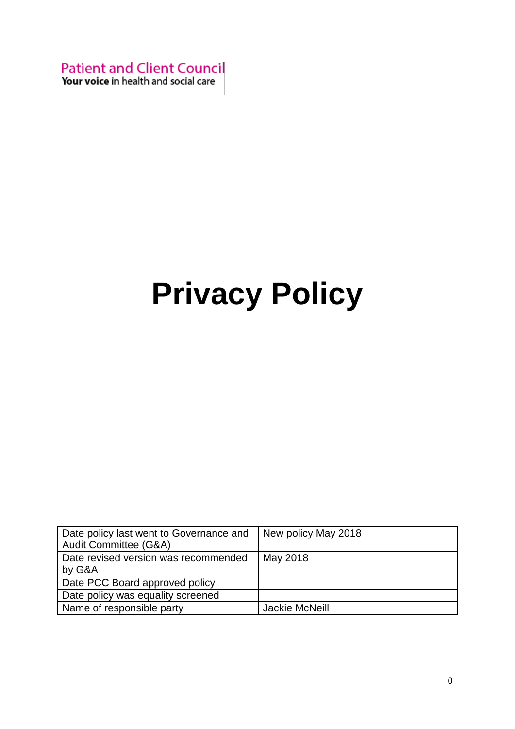Patient and Client Council
Your voice in health and social care

# Privacy Policy

| Date policy last went to Governance and Audit Committee (G&A) | New policy May 2018 |
|---|---|
| Date revised version was recommended by G&A | May 2018 |
| Date PCC Board approved policy | |
| Date policy was equality screened | |
| Name of responsible party | Jackie McNeill |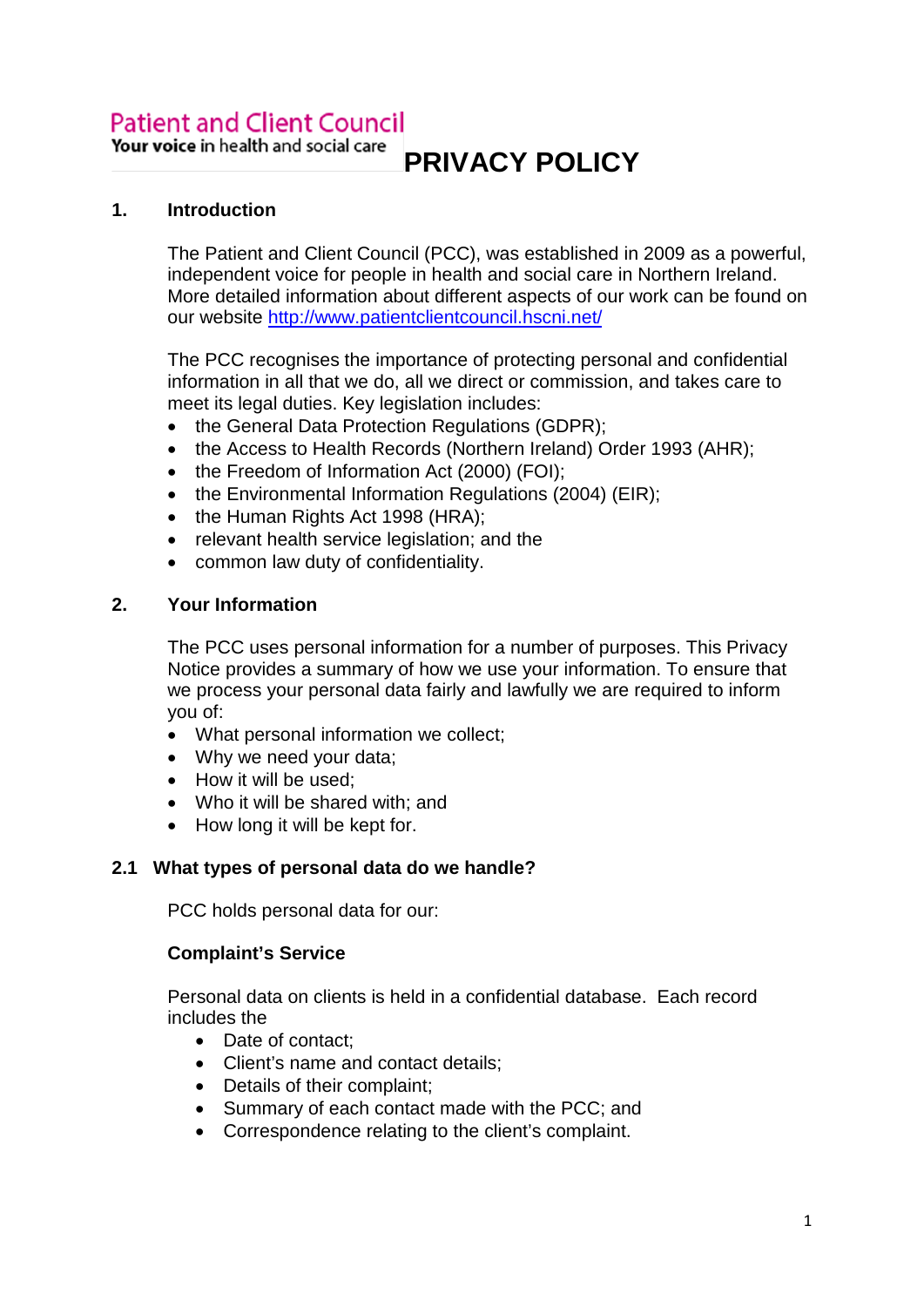Patient and Client Council
Your voice in health and social care

# PRIVACY POLICY

## 1. Introduction

The Patient and Client Council (PCC), was established in 2009 as a powerful, independent voice for people in health and social care in Northern Ireland. More detailed information about different aspects of our work can be found on our website [http://www.patientclientcouncil.hscni.net/](http://www.patientclientcouncil.hscni.net/)

The PCC recognises the importance of protecting personal and confidential information in all that we do, all we direct or commission, and takes care to meet its legal duties. Key legislation includes:

- the General Data Protection Regulations (GDPR);
- the Access to Health Records (Northern Ireland) Order 1993 (AHR);
- the Freedom of Information Act (2000) (FOI);
- the Environmental Information Regulations (2004) (EIR);
- the Human Rights Act 1998 (HRA);
- relevant health service legislation; and the
- common law duty of confidentiality.

## 2. Your Information

The PCC uses personal information for a number of purposes. This Privacy Notice provides a summary of how we use your information. To ensure that we process your personal data fairly and lawfully we are required to inform you of:

- What personal information we collect;
- Why we need your data;
- How it will be used;
- Who it will be shared with; and
- How long it will be kept for.

### 2.1 What types of personal data do we handle?

PCC holds personal data for our:

**Complaint's Service**

Personal data on clients is held in a confidential database. Each record includes the

- Date of contact;
- Client's name and contact details;
- Details of their complaint;
- Summary of each contact made with the PCC; and
- Correspondence relating to the client's complaint.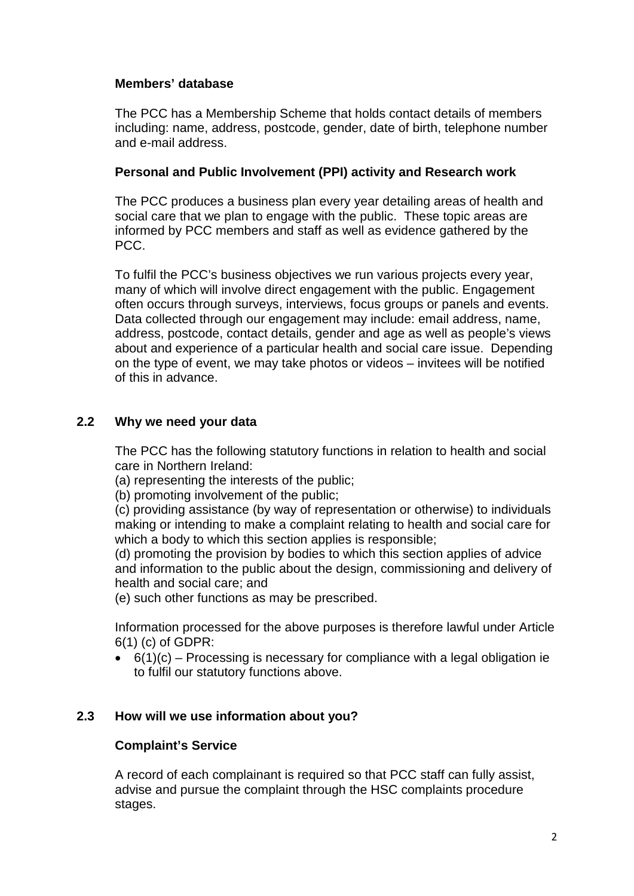### Members' database

The PCC has a Membership Scheme that holds contact details of members including: name, address, postcode, gender, date of birth, telephone number and e-mail address.

### Personal and Public Involvement (PPI) activity and Research work

The PCC produces a business plan every year detailing areas of health and social care that we plan to engage with the public. These topic areas are informed by PCC members and staff as well as evidence gathered by the PCC.

To fulfil the PCC's business objectives we run various projects every year, many of which will involve direct engagement with the public. Engagement often occurs through surveys, interviews, focus groups or panels and events. Data collected through our engagement may include: email address, name, address, postcode, contact details, gender and age as well as people's views about and experience of a particular health and social care issue. Depending on the type of event, we may take photos or videos – invitees will be notified of this in advance.

## 2.2 Why we need your data

The PCC has the following statutory functions in relation to health and social care in Northern Ireland:

(a) representing the interests of the public;
(b) promoting involvement of the public;
(c) providing assistance (by way of representation or otherwise) to individuals making or intending to make a complaint relating to health and social care for which a body to which this section applies is responsible;
(d) promoting the provision by bodies to which this section applies of advice and information to the public about the design, commissioning and delivery of health and social care; and
(e) such other functions as may be prescribed.

Information processed for the above purposes is therefore lawful under Article 6(1) (c) of GDPR:

- 6(1)(c) – Processing is necessary for compliance with a legal obligation ie to fulfil our statutory functions above.

## 2.3 How will we use information about you?

### Complaint's Service

A record of each complainant is required so that PCC staff can fully assist, advise and pursue the complaint through the HSC complaints procedure stages.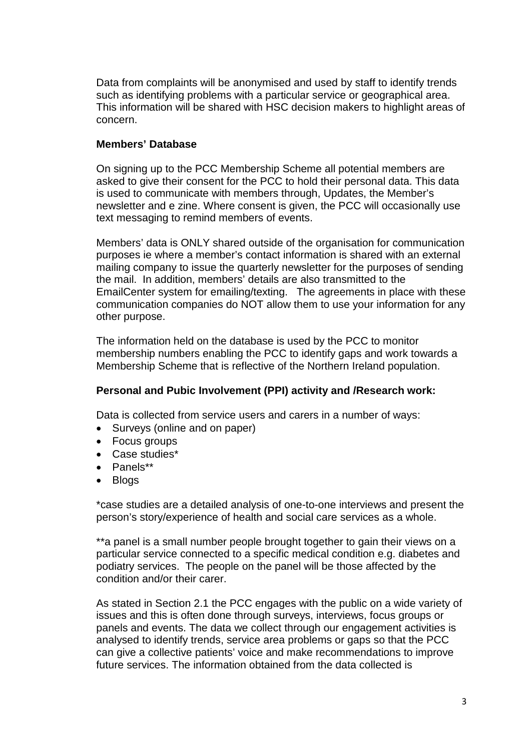Data from complaints will be anonymised and used by staff to identify trends such as identifying problems with a particular service or geographical area. This information will be shared with HSC decision makers to highlight areas of concern.

**Members' Database**

On signing up to the PCC Membership Scheme all potential members are asked to give their consent for the PCC to hold their personal data. This data is used to communicate with members through, Updates, the Member's newsletter and e zine. Where consent is given, the PCC will occasionally use text messaging to remind members of events.

Members' data is ONLY shared outside of the organisation for communication purposes ie where a member's contact information is shared with an external mailing company to issue the quarterly newsletter for the purposes of sending the mail. In addition, members' details are also transmitted to the EmailCenter system for emailing/texting. The agreements in place with these communication companies do NOT allow them to use your information for any other purpose.

The information held on the database is used by the PCC to monitor membership numbers enabling the PCC to identify gaps and work towards a Membership Scheme that is reflective of the Northern Ireland population.

**Personal and Pubic Involvement (PPI) activity and /Research work:**

Data is collected from service users and carers in a number of ways:

- Surveys (online and on paper)
- Focus groups
- Case studies*
- Panels**
- Blogs

*case studies are a detailed analysis of one-to-one interviews and present the person's story/experience of health and social care services as a whole.

**a panel is a small number people brought together to gain their views on a particular service connected to a specific medical condition e.g. diabetes and podiatry services. The people on the panel will be those affected by the condition and/or their carer.

As stated in Section 2.1 the PCC engages with the public on a wide variety of issues and this is often done through surveys, interviews, focus groups or panels and events. The data we collect through our engagement activities is analysed to identify trends, service area problems or gaps so that the PCC can give a collective patients' voice and make recommendations to improve future services. The information obtained from the data collected is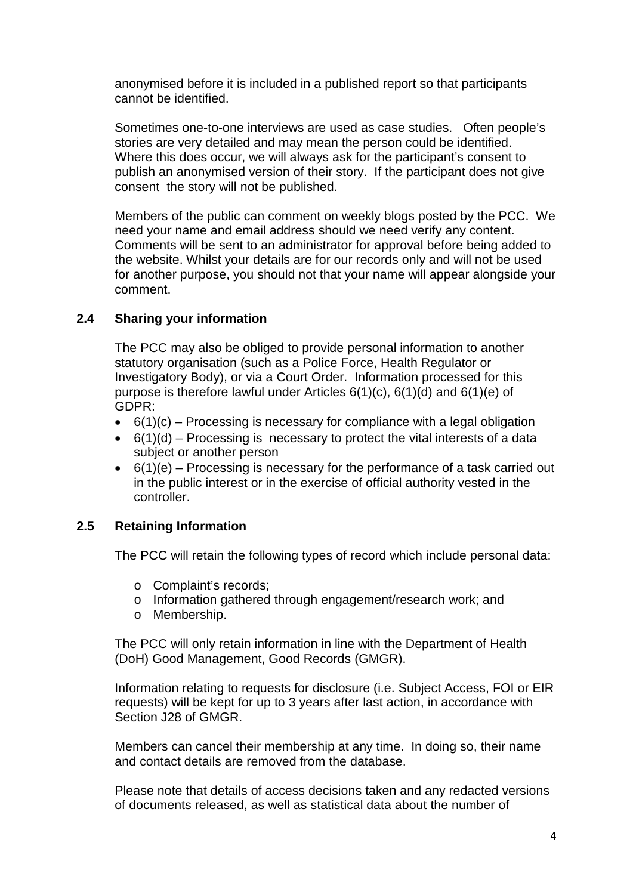anonymised before it is included in a published report so that participants cannot be identified.

Sometimes one-to-one interviews are used as case studies. Often people's stories are very detailed and may mean the person could be identified. Where this does occur, we will always ask for the participant's consent to publish an anonymised version of their story. If the participant does not give consent the story will not be published.

Members of the public can comment on weekly blogs posted by the PCC. We need your name and email address should we need verify any content. Comments will be sent to an administrator for approval before being added to the website. Whilst your details are for our records only and will not be used for another purpose, you should not that your name will appear alongside your comment.

### 2.4 Sharing your information

The PCC may also be obliged to provide personal information to another statutory organisation (such as a Police Force, Health Regulator or Investigatory Body), or via a Court Order. Information processed for this purpose is therefore lawful under Articles 6(1)(c), 6(1)(d) and 6(1)(e) of GDPR:

- 6(1)(c) – Processing is necessary for compliance with a legal obligation
- 6(1)(d) – Processing is necessary to protect the vital interests of a data subject or another person
- 6(1)(e) – Processing is necessary for the performance of a task carried out in the public interest or in the exercise of official authority vested in the controller.

### 2.5 Retaining Information

The PCC will retain the following types of record which include personal data:

- Complaint's records;
- Information gathered through engagement/research work; and
- Membership.

The PCC will only retain information in line with the Department of Health (DoH) Good Management, Good Records (GMGR).

Information relating to requests for disclosure (i.e. Subject Access, FOI or EIR requests) will be kept for up to 3 years after last action, in accordance with Section J28 of GMGR.

Members can cancel their membership at any time. In doing so, their name and contact details are removed from the database.

Please note that details of access decisions taken and any redacted versions of documents released, as well as statistical data about the number of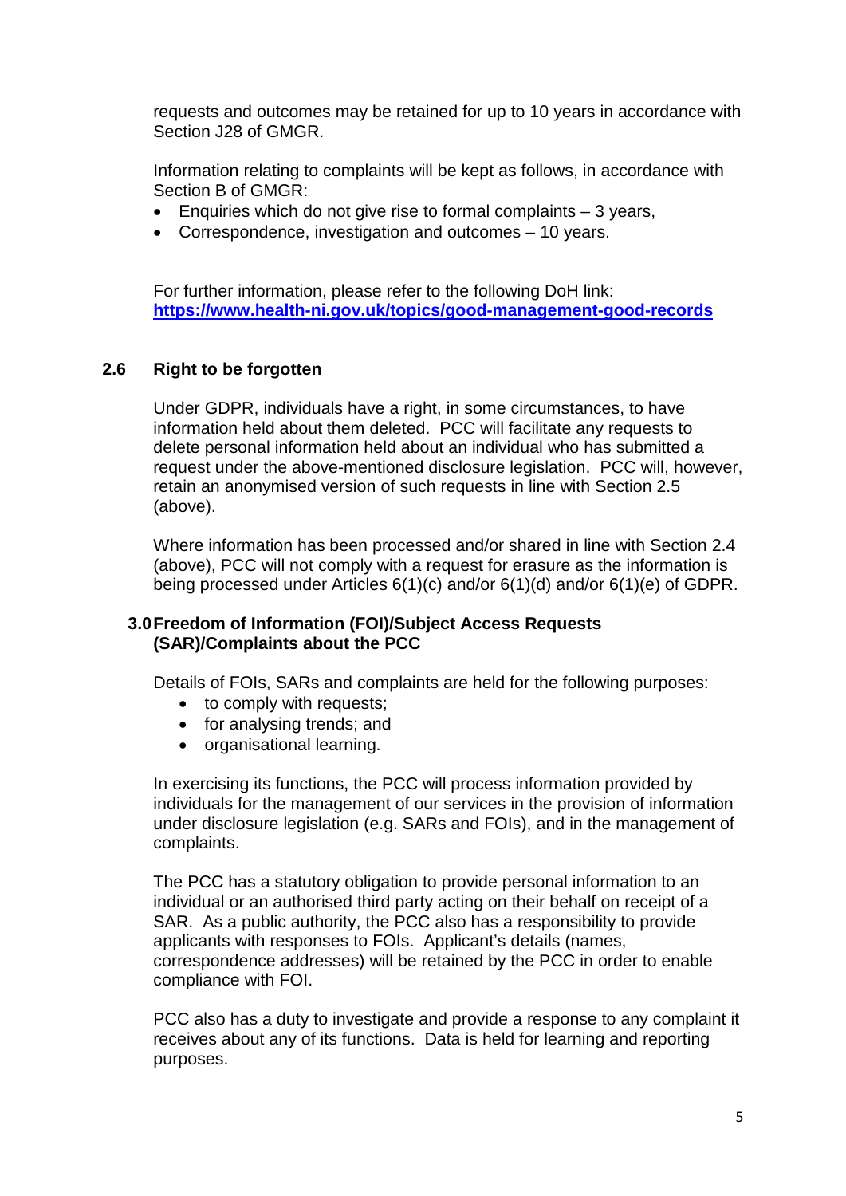requests and outcomes may be retained for up to 10 years in accordance with Section J28 of GMGR.

Information relating to complaints will be kept as follows, in accordance with Section B of GMGR:

- Enquiries which do not give rise to formal complaints – 3 years,
- Correspondence, investigation and outcomes – 10 years.

For further information, please refer to the following DoH link:
**https://www.health-ni.gov.uk/topics/good-management-good-records**

### 2.6 Right to be forgotten

Under GDPR, individuals have a right, in some circumstances, to have information held about them deleted. PCC will facilitate any requests to delete personal information held about an individual who has submitted a request under the above-mentioned disclosure legislation. PCC will, however, retain an anonymised version of such requests in line with Section 2.5 (above).

Where information has been processed and/or shared in line with Section 2.4 (above), PCC will not comply with a request for erasure as the information is being processed under Articles 6(1)(c) and/or 6(1)(d) and/or 6(1)(e) of GDPR.

## 3.0 Freedom of Information (FOI)/Subject Access Requests (SAR)/Complaints about the PCC

Details of FOIs, SARs and complaints are held for the following purposes:

- to comply with requests;
- for analysing trends; and
- organisational learning.

In exercising its functions, the PCC will process information provided by individuals for the management of our services in the provision of information under disclosure legislation (e.g. SARs and FOIs), and in the management of complaints.

The PCC has a statutory obligation to provide personal information to an individual or an authorised third party acting on their behalf on receipt of a SAR. As a public authority, the PCC also has a responsibility to provide applicants with responses to FOIs. Applicant's details (names, correspondence addresses) will be retained by the PCC in order to enable compliance with FOI.

PCC also has a duty to investigate and provide a response to any complaint it receives about any of its functions. Data is held for learning and reporting purposes.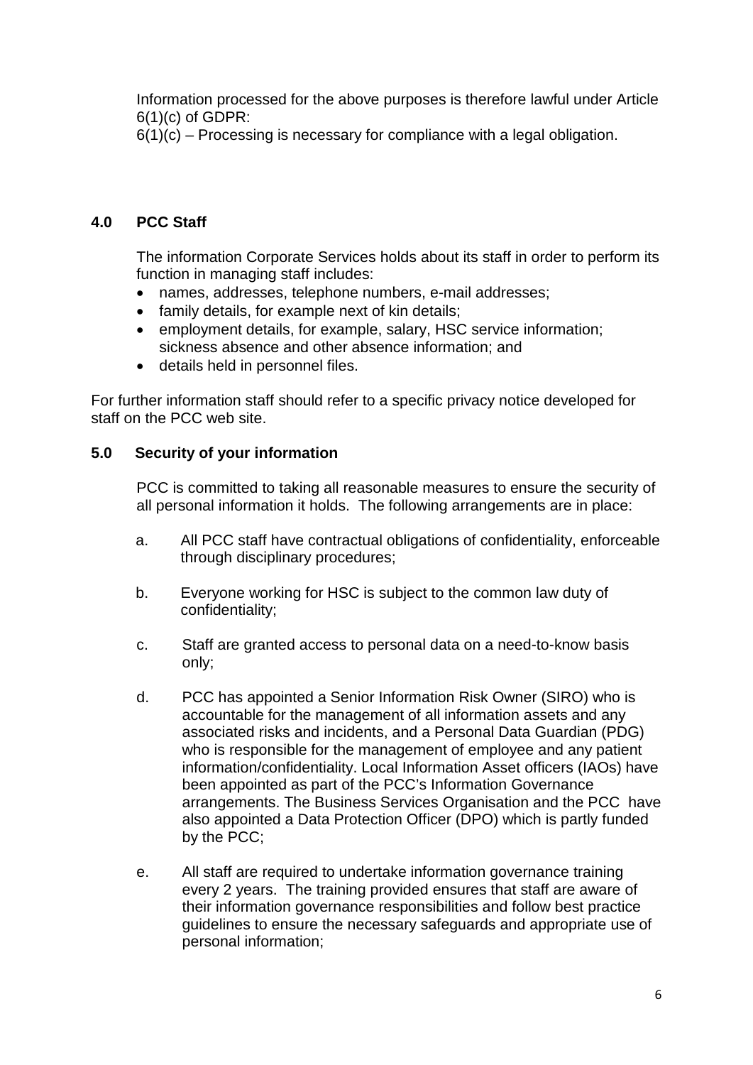Information processed for the above purposes is therefore lawful under Article 6(1)(c) of GDPR:
6(1)(c) – Processing is necessary for compliance with a legal obligation.

## 4.0 PCC Staff

The information Corporate Services holds about its staff in order to perform its function in managing staff includes:

- names, addresses, telephone numbers, e-mail addresses;
- family details, for example next of kin details;
- employment details, for example, salary, HSC service information; sickness absence and other absence information; and
- details held in personnel files.

For further information staff should refer to a specific privacy notice developed for staff on the PCC web site.

## 5.0 Security of your information

PCC is committed to taking all reasonable measures to ensure the security of all personal information it holds. The following arrangements are in place:

a. All PCC staff have contractual obligations of confidentiality, enforceable through disciplinary procedures;

b. Everyone working for HSC is subject to the common law duty of confidentiality;

c. Staff are granted access to personal data on a need-to-know basis only;

d. PCC has appointed a Senior Information Risk Owner (SIRO) who is accountable for the management of all information assets and any associated risks and incidents, and a Personal Data Guardian (PDG) who is responsible for the management of employee and any patient information/confidentiality. Local Information Asset officers (IAOs) have been appointed as part of the PCC's Information Governance arrangements. The Business Services Organisation and the PCC have also appointed a Data Protection Officer (DPO) which is partly funded by the PCC;

e. All staff are required to undertake information governance training every 2 years. The training provided ensures that staff are aware of their information governance responsibilities and follow best practice guidelines to ensure the necessary safeguards and appropriate use of personal information;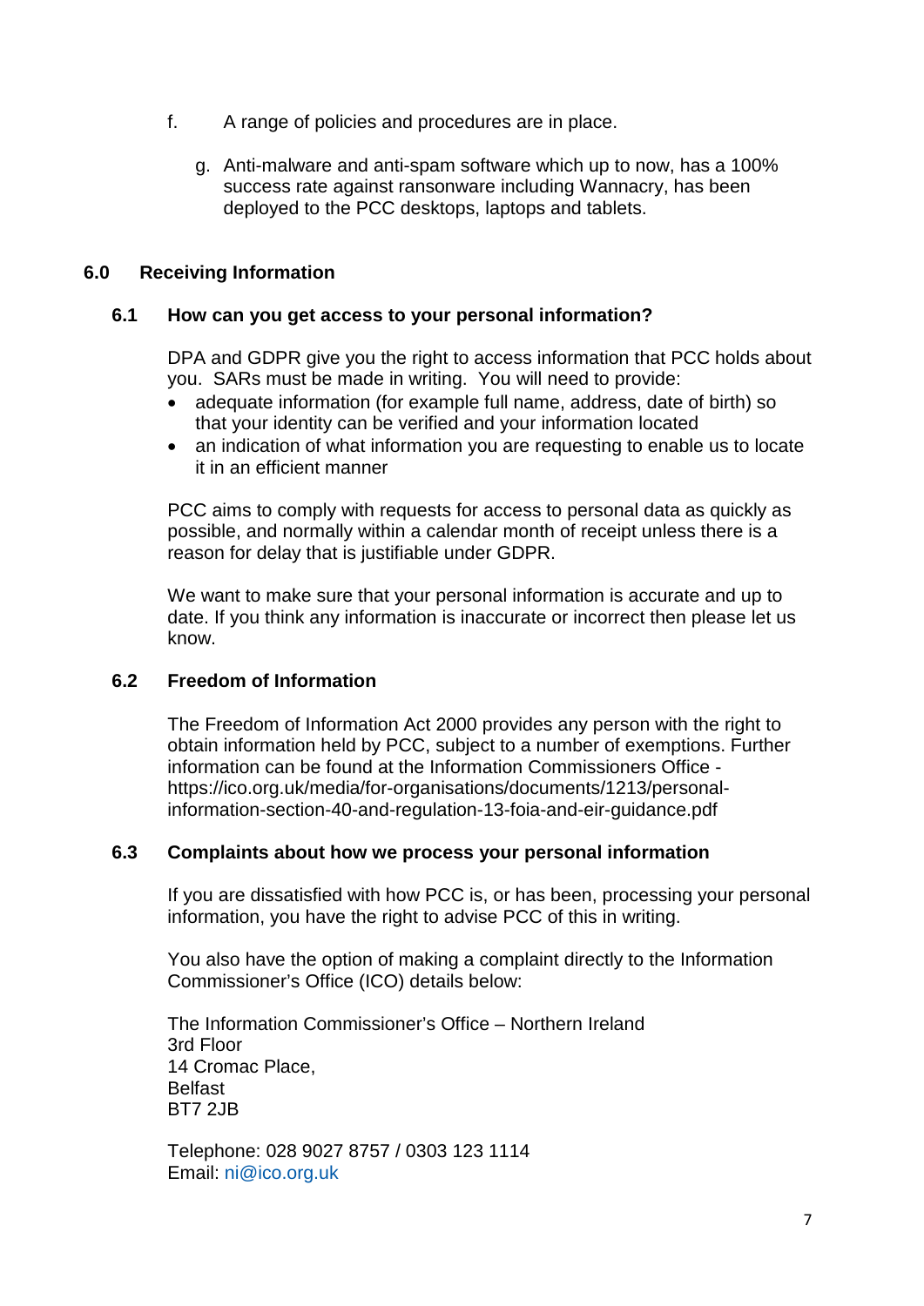f. A range of policies and procedures are in place.

g. Anti-malware and anti-spam software which up to now, has a 100% success rate against ransonware including Wannacry, has been deployed to the PCC desktops, laptops and tablets.

## 6.0 Receiving Information

### 6.1 How can you get access to your personal information?

DPA and GDPR give you the right to access information that PCC holds about you. SARs must be made in writing. You will need to provide:

- adequate information (for example full name, address, date of birth) so that your identity can be verified and your information located
- an indication of what information you are requesting to enable us to locate it in an efficient manner

PCC aims to comply with requests for access to personal data as quickly as possible, and normally within a calendar month of receipt unless there is a reason for delay that is justifiable under GDPR.

We want to make sure that your personal information is accurate and up to date. If you think any information is inaccurate or incorrect then please let us know.

### 6.2 Freedom of Information

The Freedom of Information Act 2000 provides any person with the right to obtain information held by PCC, subject to a number of exemptions. Further information can be found at the Information Commissioners Office - https://ico.org.uk/media/for-organisations/documents/1213/personal-information-section-40-and-regulation-13-foia-and-eir-guidance.pdf

### 6.3 Complaints about how we process your personal information

If you are dissatisfied with how PCC is, or has been, processing your personal information, you have the right to advise PCC of this in writing.

You also have the option of making a complaint directly to the Information Commissioner's Office (ICO) details below:

The Information Commissioner's Office – Northern Ireland
3rd Floor
14 Cromac Place,
Belfast
BT7 2JB

Telephone: 028 9027 8757 / 0303 123 1114
Email: ni@ico.org.uk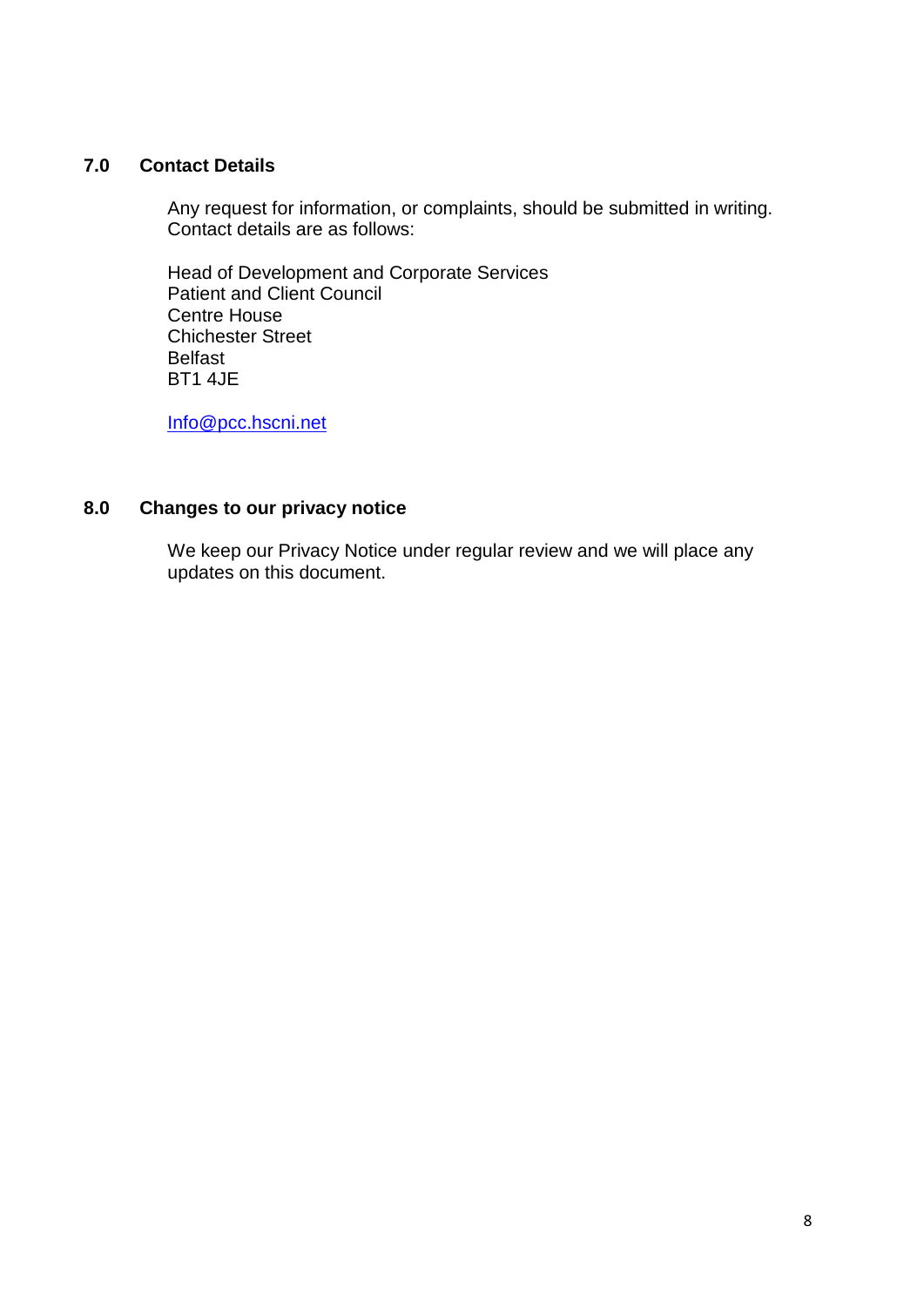## 7.0 Contact Details

Any request for information, or complaints, should be submitted in writing. Contact details are as follows:

Head of Development and Corporate Services
Patient and Client Council
Centre House
Chichester Street
Belfast
BT1 4JE

Info@pcc.hscni.net

## 8.0 Changes to our privacy notice

We keep our Privacy Notice under regular review and we will place any updates on this document.